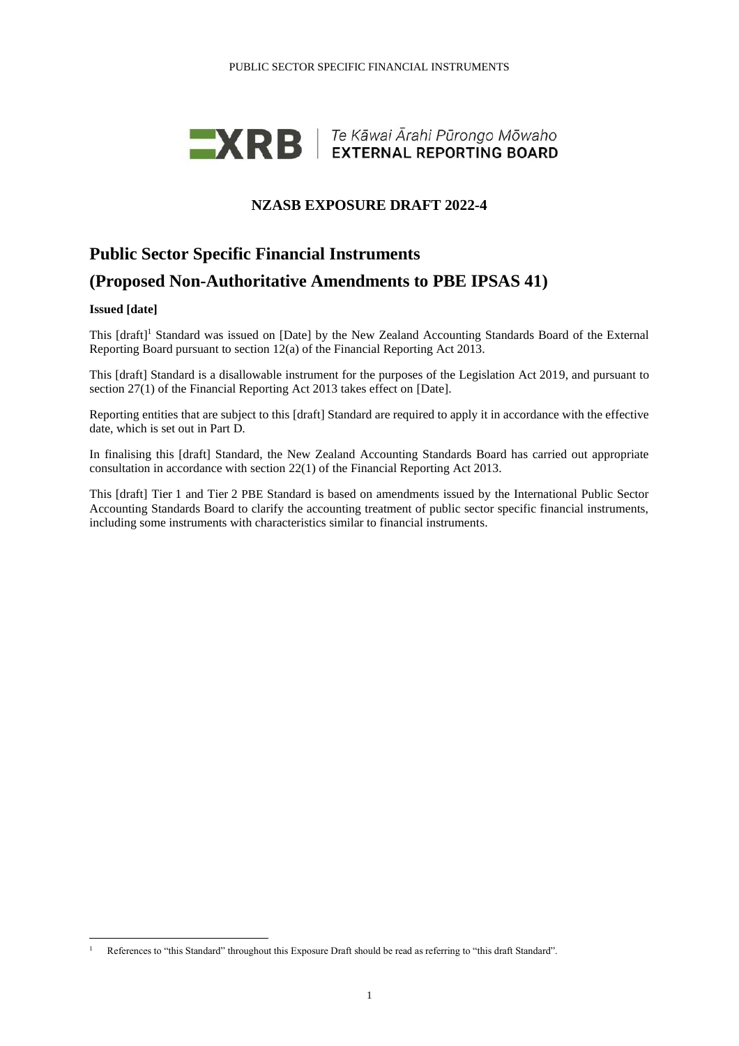**NZASB EXPOSURE DRAFT 2022-4**

# Public Sector Specific Financial Instruments

# (Proposed Non-Authoritative Amendments to PBE IPSAS 41)

**Issued [date]**

This [draft][1] Standard was issued on [Date] by the New Zealand Accounting Standards Board of the External Reporting Board pursuant to section 12(a) of the Financial Reporting Act 2013.

This [draft] Standard is a disallowable instrument for the purposes of the Legislation Act 2019, and pursuant to section 27(1) of the Financial Reporting Act 2013 takes effect on [Date].

Reporting entities that are subject to this [draft] Standard are required to apply it in accordance with the effective date, which is set out in Part D.

In finalising this [draft] Standard, the New Zealand Accounting Standards Board has carried out appropriate consultation in accordance with section 22(1) of the Financial Reporting Act 2013.

This [draft] Tier 1 and Tier 2 PBE Standard is based on amendments issued by the International Public Sector Accounting Standards Board to clarify the accounting treatment of public sector specific financial instruments, including some instruments with characteristics similar to financial instruments.

[1] References to "this Standard" throughout this Exposure Draft should be read as referring to "this draft Standard".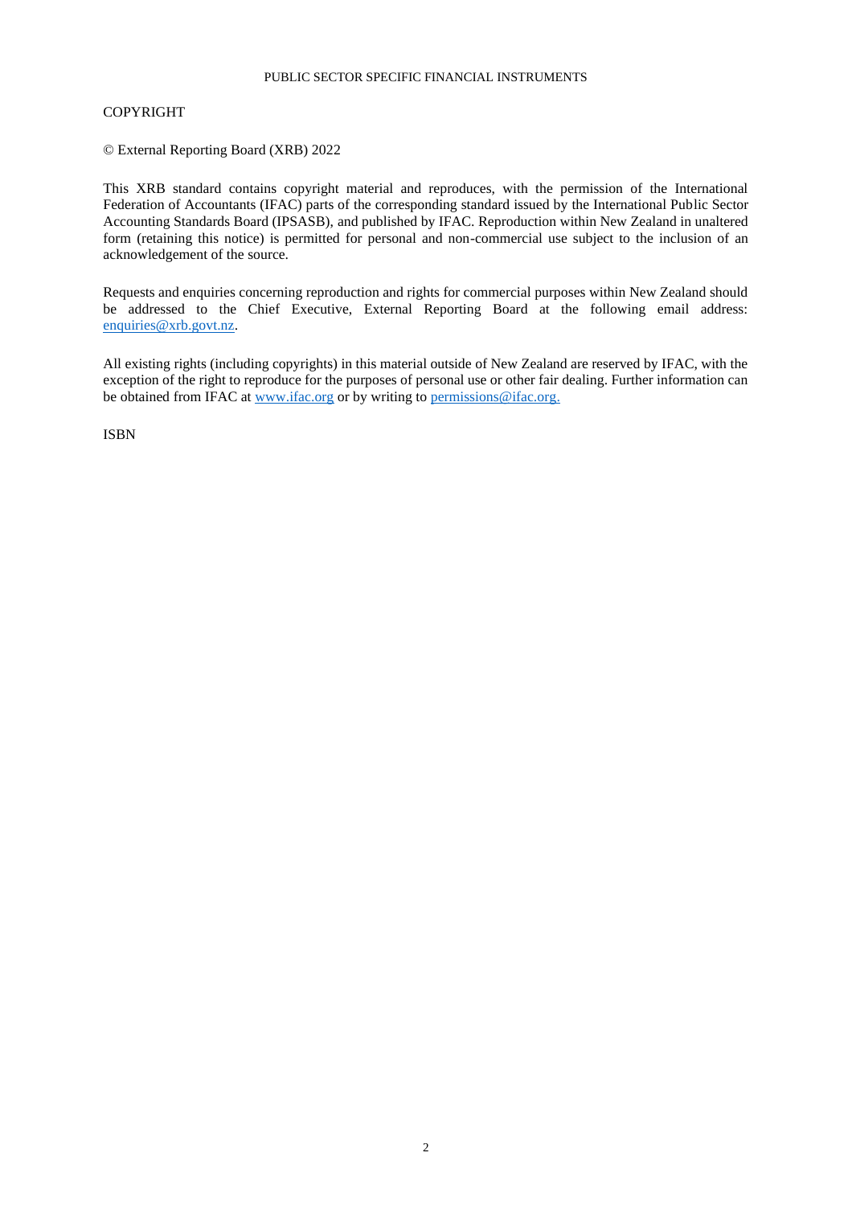COPYRIGHT

© External Reporting Board (XRB) 2022

This XRB standard contains copyright material and reproduces, with the permission of the International Federation of Accountants (IFAC) parts of the corresponding standard issued by the International Public Sector Accounting Standards Board (IPSASB), and published by IFAC. Reproduction within New Zealand in unaltered form (retaining this notice) is permitted for personal and non-commercial use subject to the inclusion of an acknowledgement of the source.

Requests and enquiries concerning reproduction and rights for commercial purposes within New Zealand should be addressed to the Chief Executive, External Reporting Board at the following email address: enquiries@xrb.govt.nz.

All existing rights (including copyrights) in this material outside of New Zealand are reserved by IFAC, with the exception of the right to reproduce for the purposes of personal use or other fair dealing. Further information can be obtained from IFAC at www.ifac.org or by writing to permissions@ifac.org.

ISBN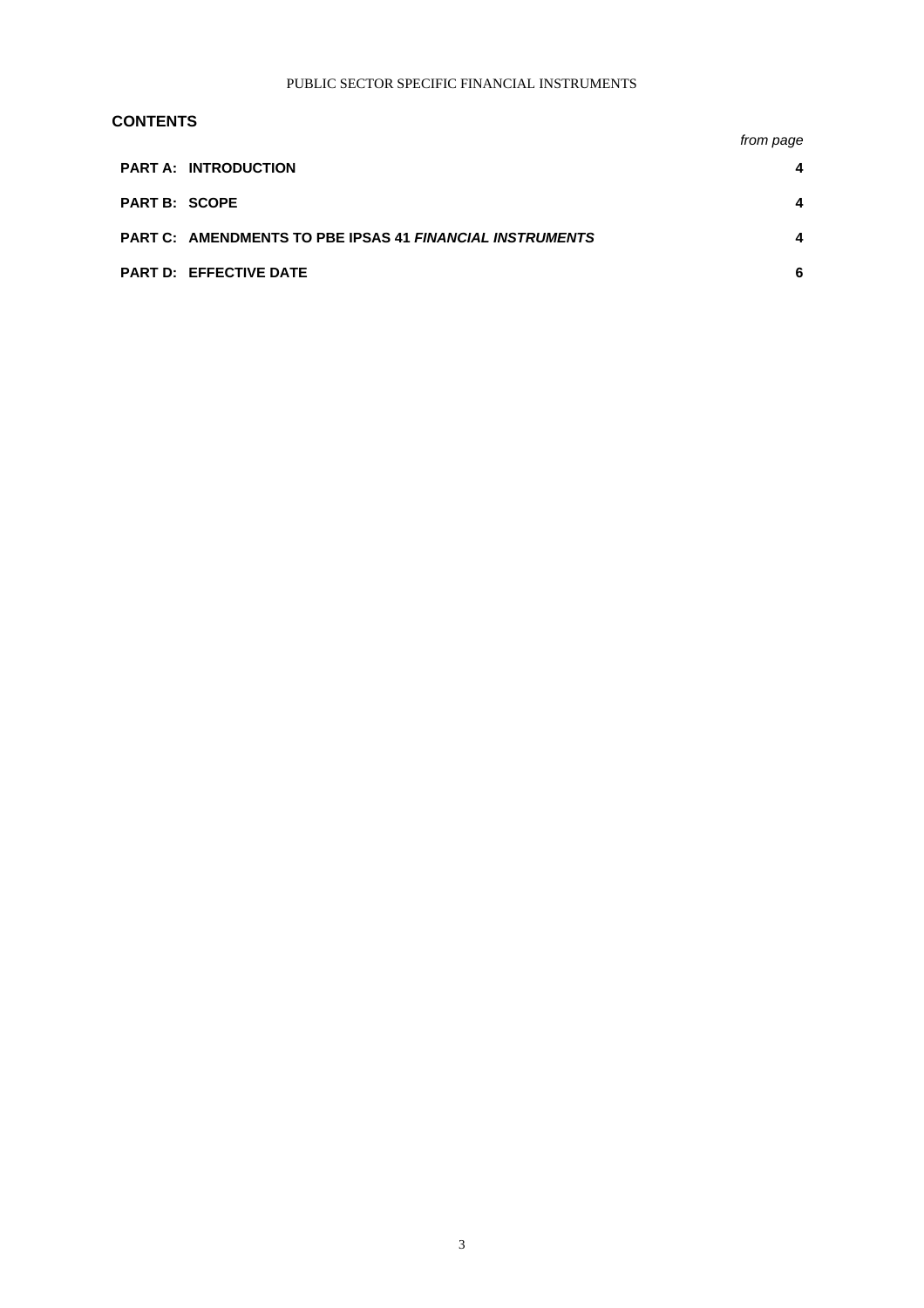## CONTENTS

| | *from page* |
|---|---|
| **PART A: INTRODUCTION** | **4** |
| **PART B: SCOPE** | **4** |
| **PART C: AMENDMENTS TO PBE IPSAS 41 *FINANCIAL INSTRUMENTS*** | **4** |
| **PART D: EFFECTIVE DATE** | **6** |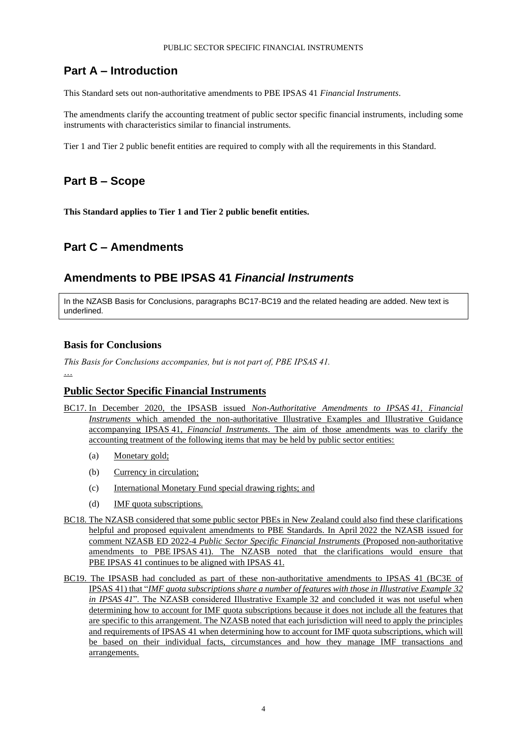## Part A – Introduction

This Standard sets out non-authoritative amendments to PBE IPSAS 41 *Financial Instruments*.

The amendments clarify the accounting treatment of public sector specific financial instruments, including some instruments with characteristics similar to financial instruments.

Tier 1 and Tier 2 public benefit entities are required to comply with all the requirements in this Standard.

## Part B – Scope

**This Standard applies to Tier 1 and Tier 2 public benefit entities.**

## Part C – Amendments

## Amendments to PBE IPSAS 41 *Financial Instruments*

In the NZASB Basis for Conclusions, paragraphs BC17-BC19 and the related heading are added. New text is underlined.

### Basis for Conclusions

*This Basis for Conclusions accompanies, but is not part of, PBE IPSAS 41.*

…

### Public Sector Specific Financial Instruments

BC17. In December 2020, the IPSASB issued *Non-Authoritative Amendments to IPSAS 41, Financial Instruments* which amended the non-authoritative Illustrative Examples and Illustrative Guidance accompanying IPSAS 41, *Financial Instruments*. The aim of those amendments was to clarify the accounting treatment of the following items that may be held by public sector entities:

(a) Monetary gold;

(b) Currency in circulation;

(c) International Monetary Fund special drawing rights; and

(d) IMF quota subscriptions.

BC18. The NZASB considered that some public sector PBEs in New Zealand could also find these clarifications helpful and proposed equivalent amendments to PBE Standards. In April 2022 the NZASB issued for comment NZASB ED 2022-4 *Public Sector Specific Financial Instruments* (Proposed non-authoritative amendments to PBE IPSAS 41). The NZASB noted that the clarifications would ensure that PBE IPSAS 41 continues to be aligned with IPSAS 41.

BC19. The IPSASB had concluded as part of these non-authoritative amendments to IPSAS 41 (BC3E of IPSAS 41) that "*IMF quota subscriptions share a number of features with those in Illustrative Example 32 in IPSAS 41*". The NZASB considered Illustrative Example 32 and concluded it was not useful when determining how to account for IMF quota subscriptions because it does not include all the features that are specific to this arrangement. The NZASB noted that each jurisdiction will need to apply the principles and requirements of IPSAS 41 when determining how to account for IMF quota subscriptions, which will be based on their individual facts, circumstances and how they manage IMF transactions and arrangements.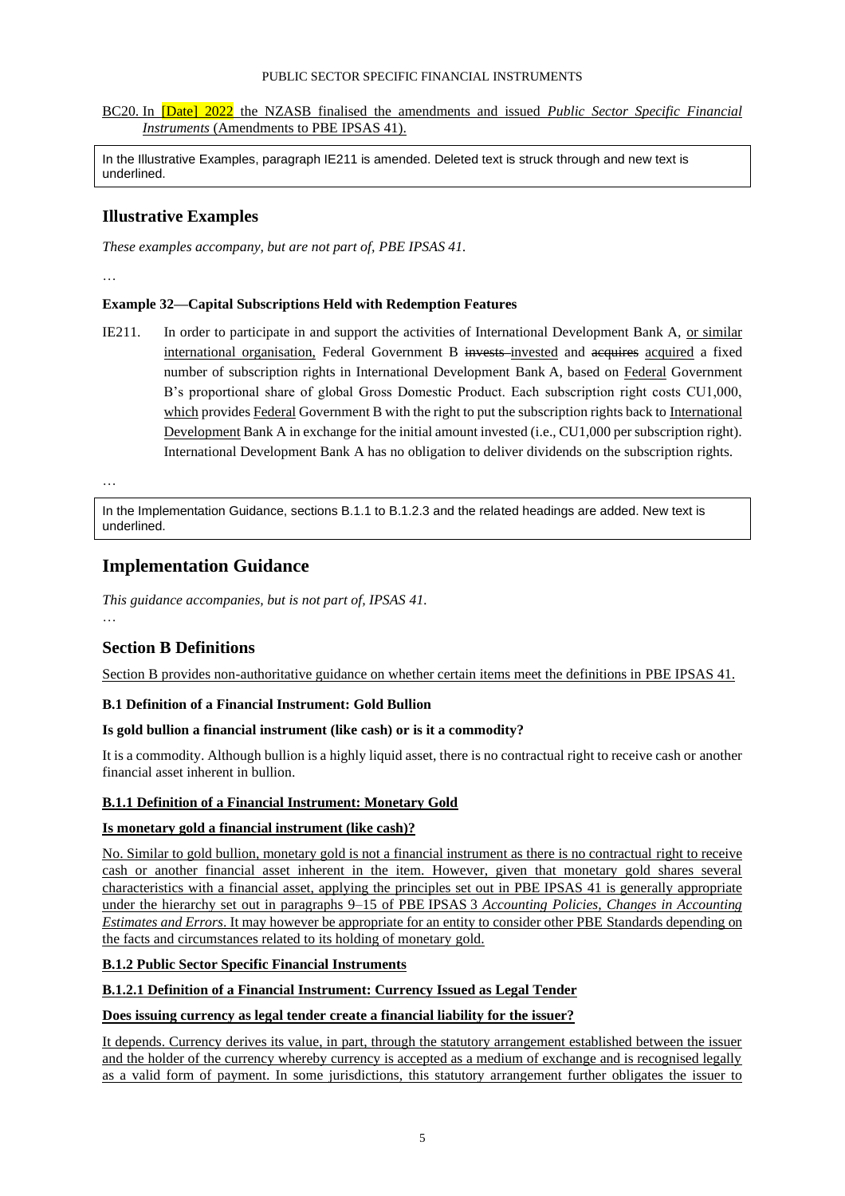BC20. In [Date] 2022 the NZASB finalised the amendments and issued *Public Sector Specific Financial Instruments* (Amendments to PBE IPSAS 41).

> In the Illustrative Examples, paragraph IE211 is amended. Deleted text is struck through and new text is underlined.

## Illustrative Examples

*These examples accompany, but are not part of, PBE IPSAS 41.*

…

**Example 32—Capital Subscriptions Held with Redemption Features**

IE211. In order to participate in and support the activities of International Development Bank A, <u>or similar international organisation,</u> Federal Government B ~~invests~~ <u>invested</u> and ~~acquires~~ <u>acquired</u> a fixed number of subscription rights in International Development Bank A, based on <u>Federal</u> Government B's proportional share of global Gross Domestic Product. Each subscription right costs CU1,000, <u>which</u> provides <u>Federal</u> Government B with the right to put the subscription rights back to <u>International Development</u> Bank A in exchange for the initial amount invested (i.e., CU1,000 per subscription right). International Development Bank A has no obligation to deliver dividends on the subscription rights.

…

> In the Implementation Guidance, sections B.1.1 to B.1.2.3 and the related headings are added. New text is underlined.

## Implementation Guidance

*This guidance accompanies, but is not part of, IPSAS 41.*

…

## Section B Definitions

<u>Section B provides non-authoritative guidance on whether certain items meet the definitions in PBE IPSAS 41.</u>

**B.1 Definition of a Financial Instrument: Gold Bullion**

**Is gold bullion a financial instrument (like cash) or is it a commodity?**

It is a commodity. Although bullion is a highly liquid asset, there is no contractual right to receive cash or another financial asset inherent in bullion.

**<u>B.1.1 Definition of a Financial Instrument: Monetary Gold</u>**

**<u>Is monetary gold a financial instrument (like cash)?</u>**

<u>No. Similar to gold bullion, monetary gold is not a financial instrument as there is no contractual right to receive cash or another financial asset inherent in the item. However, given that monetary gold shares several characteristics with a financial asset, applying the principles set out in PBE IPSAS 41 is generally appropriate under the hierarchy set out in paragraphs 9–15 of PBE IPSAS 3 *Accounting Policies, Changes in Accounting Estimates and Errors*. It may however be appropriate for an entity to consider other PBE Standards depending on the facts and circumstances related to its holding of monetary gold.</u>

**<u>B.1.2 Public Sector Specific Financial Instruments</u>**

**<u>B.1.2.1 Definition of a Financial Instrument: Currency Issued as Legal Tender</u>**

**<u>Does issuing currency as legal tender create a financial liability for the issuer?</u>**

<u>It depends. Currency derives its value, in part, through the statutory arrangement established between the issuer and the holder of the currency whereby currency is accepted as a medium of exchange and is recognised legally as a valid form of payment. In some jurisdictions, this statutory arrangement further obligates the issuer to</u>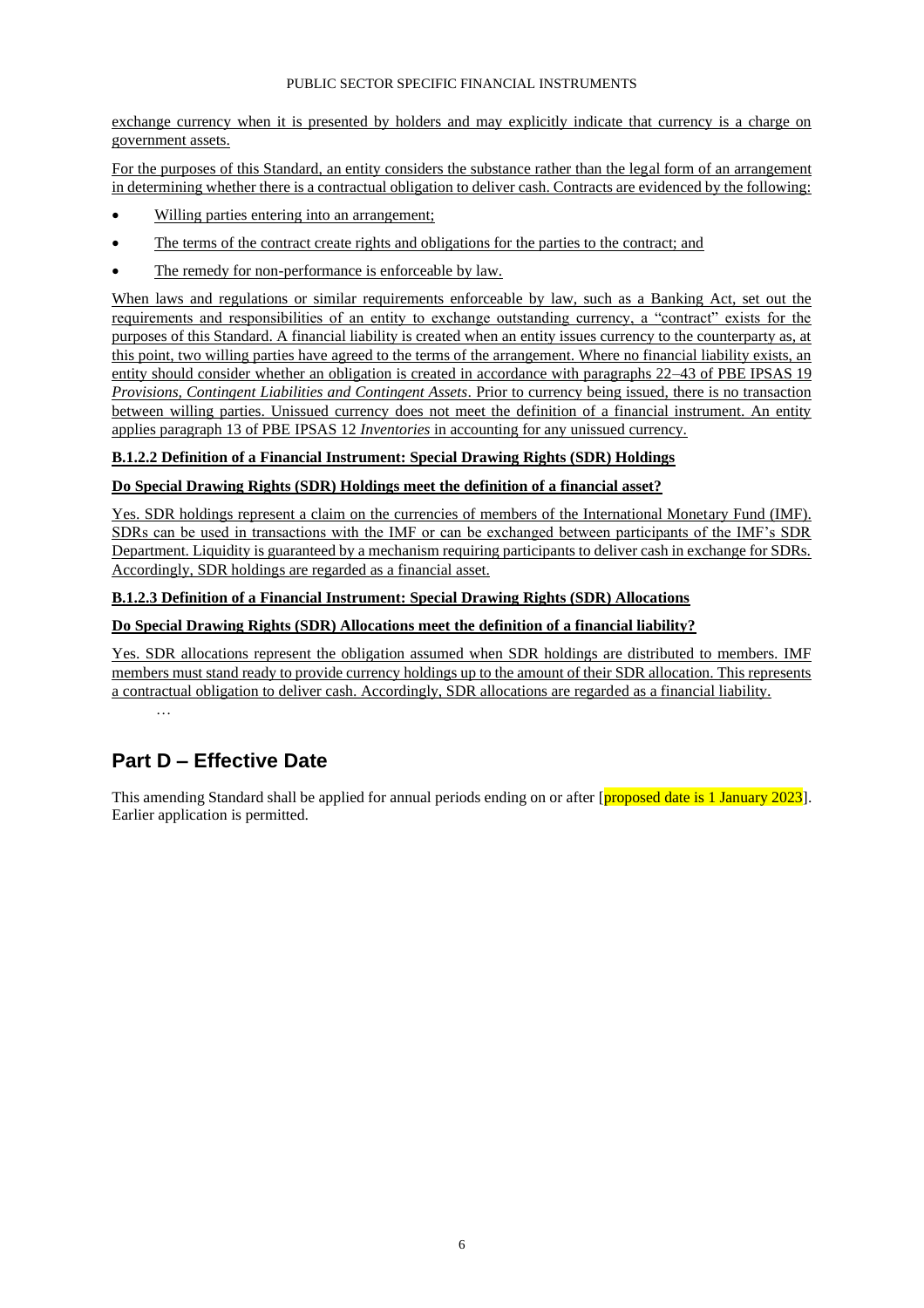exchange currency when it is presented by holders and may explicitly indicate that currency is a charge on government assets.

For the purposes of this Standard, an entity considers the substance rather than the legal form of an arrangement in determining whether there is a contractual obligation to deliver cash. Contracts are evidenced by the following:

- Willing parties entering into an arrangement;
- The terms of the contract create rights and obligations for the parties to the contract; and
- The remedy for non-performance is enforceable by law.

When laws and regulations or similar requirements enforceable by law, such as a Banking Act, set out the requirements and responsibilities of an entity to exchange outstanding currency, a "contract" exists for the purposes of this Standard. A financial liability is created when an entity issues currency to the counterparty as, at this point, two willing parties have agreed to the terms of the arrangement. Where no financial liability exists, an entity should consider whether an obligation is created in accordance with paragraphs 22–43 of PBE IPSAS 19 *Provisions, Contingent Liabilities and Contingent Assets*. Prior to currency being issued, there is no transaction between willing parties. Unissued currency does not meet the definition of a financial instrument. An entity applies paragraph 13 of PBE IPSAS 12 *Inventories* in accounting for any unissued currency.

**B.1.2.2 Definition of a Financial Instrument: Special Drawing Rights (SDR) Holdings**

**Do Special Drawing Rights (SDR) Holdings meet the definition of a financial asset?**

Yes. SDR holdings represent a claim on the currencies of members of the International Monetary Fund (IMF). SDRs can be used in transactions with the IMF or can be exchanged between participants of the IMF's SDR Department. Liquidity is guaranteed by a mechanism requiring participants to deliver cash in exchange for SDRs. Accordingly, SDR holdings are regarded as a financial asset.

**B.1.2.3 Definition of a Financial Instrument: Special Drawing Rights (SDR) Allocations**

**Do Special Drawing Rights (SDR) Allocations meet the definition of a financial liability?**

Yes. SDR allocations represent the obligation assumed when SDR holdings are distributed to members. IMF members must stand ready to provide currency holdings up to the amount of their SDR allocation. This represents a contractual obligation to deliver cash. Accordingly, SDR allocations are regarded as a financial liability.

…

## Part D – Effective Date

This amending Standard shall be applied for annual periods ending on or after [proposed date is 1 January 2023]. Earlier application is permitted.